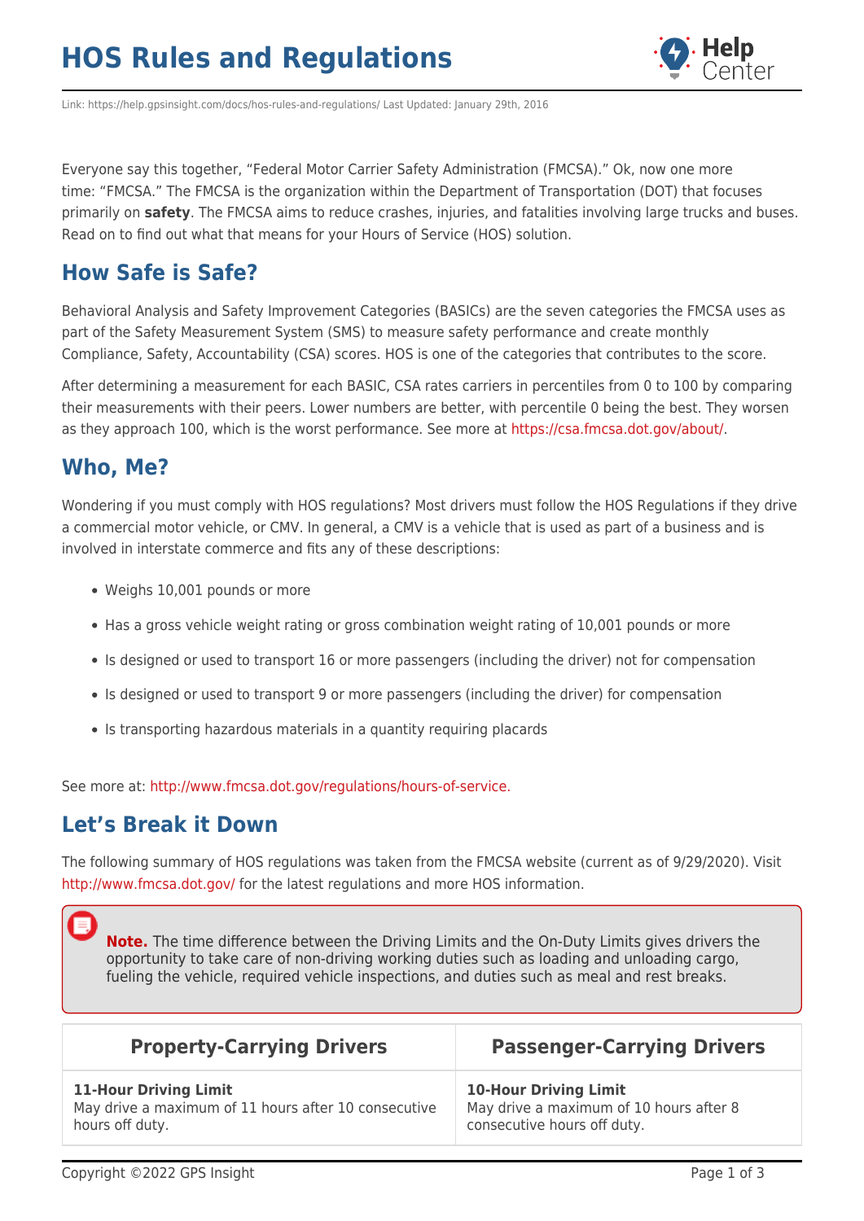# HOS Rules and Regulations

Link: https://help.gpsinsight.com/docs/hos-rules-and-regulations/ Last Updated: January 29th, 2016

Everyone say this together, "Federal Motor Carrier Safety Administration (FMCSA)." Ok, now one more time: "FMCSA." The FMCSA is the organization within the Department of Transportation (DOT) that focuses primarily on **safety**. The FMCSA aims to reduce crashes, injuries, and fatalities involving large trucks and buses. Read on to find out what that means for your Hours of Service (HOS) solution.

## How Safe is Safe?

Behavioral Analysis and Safety Improvement Categories (BASICs) are the seven categories the FMCSA uses as part of the Safety Measurement System (SMS) to measure safety performance and create monthly Compliance, Safety, Accountability (CSA) scores. HOS is one of the categories that contributes to the score.

After determining a measurement for each BASIC, CSA rates carriers in percentiles from 0 to 100 by comparing their measurements with their peers. Lower numbers are better, with percentile 0 being the best. They worsen as they approach 100, which is the worst performance. See more at https://csa.fmcsa.dot.gov/about/.

## Who, Me?

Wondering if you must comply with HOS regulations? Most drivers must follow the HOS Regulations if they drive a commercial motor vehicle, or CMV. In general, a CMV is a vehicle that is used as part of a business and is involved in interstate commerce and fits any of these descriptions:

- Weighs 10,001 pounds or more
- Has a gross vehicle weight rating or gross combination weight rating of 10,001 pounds or more
- Is designed or used to transport 16 or more passengers (including the driver) not for compensation
- Is designed or used to transport 9 or more passengers (including the driver) for compensation
- Is transporting hazardous materials in a quantity requiring placards

See more at: http://www.fmcsa.dot.gov/regulations/hours-of-service.

## Let's Break it Down

The following summary of HOS regulations was taken from the FMCSA website (current as of 9/29/2020). Visit http://www.fmcsa.dot.gov/ for the latest regulations and more HOS information.

> **Note.** The time difference between the Driving Limits and the On-Duty Limits gives drivers the opportunity to take care of non-driving working duties such as loading and unloading cargo, fueling the vehicle, required vehicle inspections, and duties such as meal and rest breaks.

| Property-Carrying Drivers | Passenger-Carrying Drivers |
| --- | --- |
| **11-Hour Driving Limit**<br>May drive a maximum of 11 hours after 10 consecutive hours off duty. | **10-Hour Driving Limit**<br>May drive a maximum of 10 hours after 8 consecutive hours off duty. |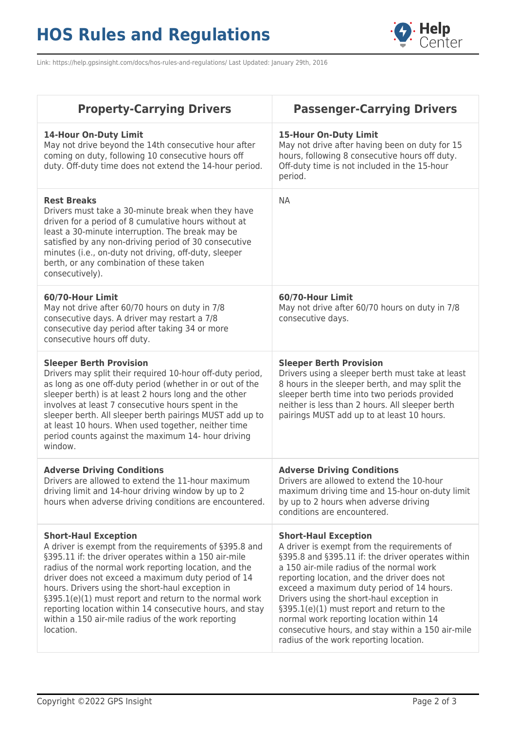| Property-Carrying Drivers | Passenger-Carrying Drivers |
| --- | --- |
| **14-Hour On-Duty Limit**<br>May not drive beyond the 14th consecutive hour after coming on duty, following 10 consecutive hours off duty. Off-duty time does not extend the 14-hour period. | **15-Hour On-Duty Limit**<br>May not drive after having been on duty for 15 hours, following 8 consecutive hours off duty. Off-duty time is not included in the 15-hour period. |
| **Rest Breaks**<br>Drivers must take a 30-minute break when they have driven for a period of 8 cumulative hours without at least a 30-minute interruption. The break may be satisfied by any non-driving period of 30 consecutive minutes (i.e., on-duty not driving, off-duty, sleeper berth, or any combination of these taken consecutively). | NA |
| **60/70-Hour Limit**<br>May not drive after 60/70 hours on duty in 7/8 consecutive days. A driver may restart a 7/8 consecutive day period after taking 34 or more consecutive hours off duty. | **60/70-Hour Limit**<br>May not drive after 60/70 hours on duty in 7/8 consecutive days. |
| **Sleeper Berth Provision**<br>Drivers may split their required 10-hour off-duty period, as long as one off-duty period (whether in or out of the sleeper berth) is at least 2 hours long and the other involves at least 7 consecutive hours spent in the sleeper berth. All sleeper berth pairings MUST add up to at least 10 hours. When used together, neither time period counts against the maximum 14- hour driving window. | **Sleeper Berth Provision**<br>Drivers using a sleeper berth must take at least 8 hours in the sleeper berth, and may split the sleeper berth time into two periods provided neither is less than 2 hours. All sleeper berth pairings MUST add up to at least 10 hours. |
| **Adverse Driving Conditions**<br>Drivers are allowed to extend the 11-hour maximum driving limit and 14-hour driving window by up to 2 hours when adverse driving conditions are encountered. | **Adverse Driving Conditions**<br>Drivers are allowed to extend the 10-hour maximum driving time and 15-hour on-duty limit by up to 2 hours when adverse driving conditions are encountered. |
| **Short-Haul Exception**<br>A driver is exempt from the requirements of §395.8 and §395.11 if: the driver operates within a 150 air-mile radius of the normal work reporting location, and the driver does not exceed a maximum duty period of 14 hours. Drivers using the short-haul exception in §395.1(e)(1) must report and return to the normal work reporting location within 14 consecutive hours, and stay within a 150 air-mile radius of the work reporting location. | **Short-Haul Exception**<br>A driver is exempt from the requirements of §395.8 and §395.11 if: the driver operates within a 150 air-mile radius of the normal work reporting location, and the driver does not exceed a maximum duty period of 14 hours. Drivers using the short-haul exception in §395.1(e)(1) must report and return to the normal work reporting location within 14 consecutive hours, and stay within a 150 air-mile radius of the work reporting location. |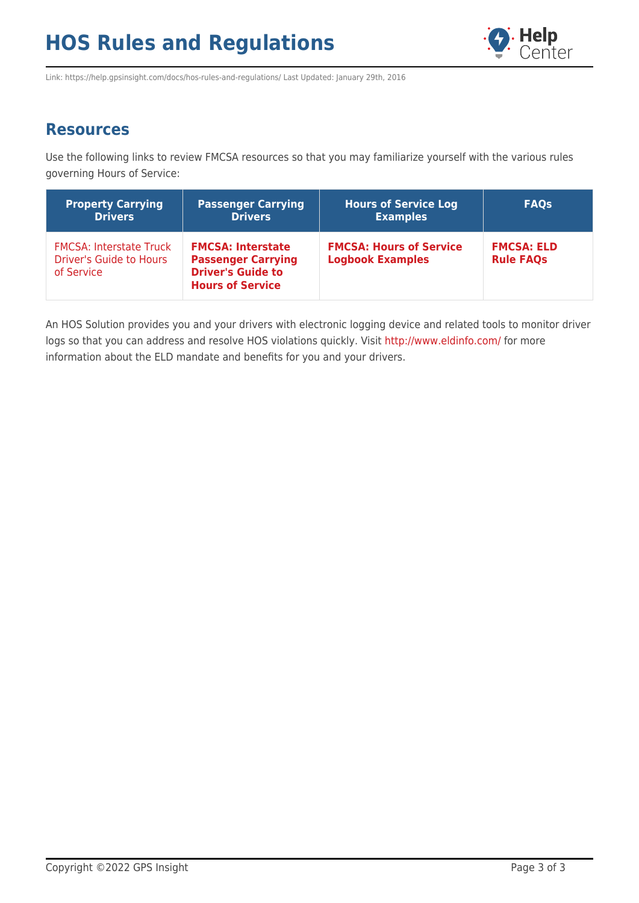## Resources

Use the following links to review FMCSA resources so that you may familiarize yourself with the various rules governing Hours of Service:

| Property Carrying Drivers | Passenger Carrying Drivers | Hours of Service Log Examples | FAQs |
| --- | --- | --- | --- |
| FMCSA: Interstate Truck Driver's Guide to Hours of Service | **FMCSA: Interstate Passenger Carrying Driver's Guide to Hours of Service** | **FMCSA: Hours of Service Logbook Examples** | **FMCSA: ELD Rule FAQs** |

An HOS Solution provides you and your drivers with electronic logging device and related tools to monitor driver logs so that you can address and resolve HOS violations quickly. Visit http://www.eldinfo.com/ for more information about the ELD mandate and benefits for you and your drivers.